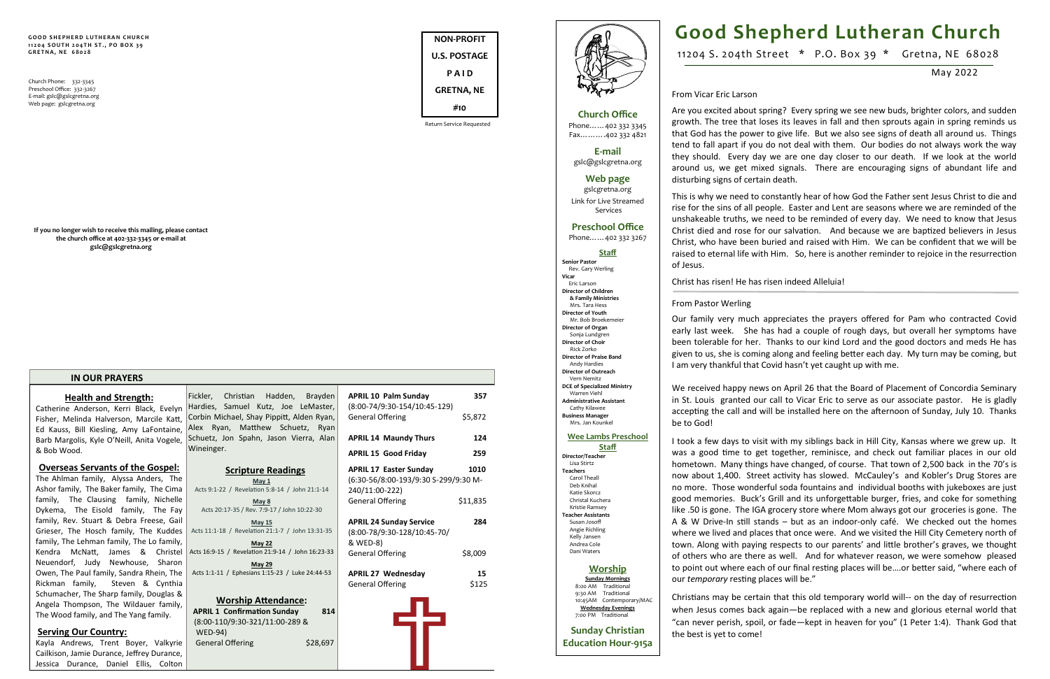GOOD SHEPHERD LUTHERAN CHURCH
11204 SOUTH 204TH ST., PO BOX 39
GRETNA, NE 68028

Church Phone: 332-3345
Preschool Office: 332-3267
E-mail: gslc@gslcgretna.org
Web page: gslcgretna.org

NON-PROFIT
U.S. POSTAGE
P A I D
GRETNA, NE
#10

Return Service Requested

If you no longer wish to receive this mailing, please contact the church office at 402-332-3345 or e-mail at gslc@gslcgretna.org

## IN OUR PRAYERS

### Health and Strength:

Catherine Anderson, Kerri Black, Evelyn Fisher, Melinda Halverson, Marcile Katt, Ed Kauss, Bill Kiesling, Amy LaFontaine, Barb Margolis, Kyle O'Neill, Anita Vogele, & Bob Wood.

### Overseas Servants of the Gospel:

The Ahlman family, Alyssa Anders, The Ashor family, The Baker family, The Cima family, The Clausing family, Nichelle Dykema, The Eisold family, The Fay family, Rev. Stuart & Debra Freese, Gail Grieser, The Hosch family, The Kuddes family, The Lehman family, The Lo family, Kendra McNatt, James & Christel Neuendorf, Judy Newhouse, Sharon Owen, The Paul family, Sandra Rhein, The Rickman family, Steven & Cynthia Schumacher, The Sharp family, Douglas & Angela Thompson, The Wildauer family, The Wood family, and The Yang family.

### Serving Our Country:

Kayla Andrews, Trent Boyer, Valkyrie Cailkison, Jamie Durance, Jeffrey Durance, Jessica Durance, Daniel Ellis, Colton Fickler, Christian Hadden, Brayden Hardies, Samuel Kutz, Joe LeMaster, Corbin Michael, Shay Pippitt, Alden Ryan, Alex Ryan, Matthew Schuetz, Ryan Schuetz, Jon Spahn, Jason Vierra, Alan Wineinger.

### Scripture Readings

**May 1**
Acts 9:1-22 / Revelation 5:8-14 / John 21:1-14

**May 8**
Acts 20:17-35 / Rev. 7:9-17 / John 10:22-30

**May 15**
Acts 11:1-18 / Revelation 21:1-7 / John 13:31-35

**May 22**
Acts 16:9-15 / Revelation 21:9-14 / John 16:23-33

**May 29**
Acts 1:1-11 / Ephesians 1:15-23 / Luke 24:44-53

### Worship Attendance:

**APRIL 1 Confirmation Sunday** — **814**
(8:00-110/9:30-321/11:00-289 & WED-94)
General Offering — $28,697

**APRIL 10 Palm Sunday** — **357**
(8:00-74/9:30-154/10:45-129)
General Offering — $5,872

**APRIL 14 Maundy Thurs** — **124**

**APRIL 15 Good Friday** — **259**

**APRIL 17 Easter Sunday** — **1010**
(6:30-56/8:00-193/9:30 S-299/9:30 M-240/11:00-222)
General Offering — $11,835

**APRIL 24 Sunday Service** — **284**
(8:00-78/9:30-128/10:45-70/ & WED-8)
General Offering — $8,009

**APRIL 27 Wednesday** — **15**
General Offering — $125

### Church Office

Phone…… 402 332 3345
Fax……….402 332 4821

**E-mail**
gslc@gslcgretna.org

**Web page**
gslcgretna.org
Link for Live Streamed Services

### Preschool Office

Phone…… 402 332 3267

### Staff

**Senior Pastor**
Rev. Gary Werling
**Vicar**
Eric Larson
**Director of Children & Family Ministries**
Mrs. Tara Hess
**Director of Youth**
Mr. Bob Broekemeier
**Director of Organ**
Sonja Lundgren
**Director of Choir**
Rick Zorko
**Director of Praise Band**
Andy Hardies
**Director of Outreach**
Vern Nemitz
**DCE of Specialized Ministry**
Warren Viehl
**Administrative Assistant**
Cathy Kilawee
**Business Manager**
Mrs. Jan Kounkel

### Wee Lambs Preschool Staff

**Director/Teacher**
Lisa Stirtz
**Teachers**
Carol Theall
Deb Knihal
Katie Skorcz
Christal Kuchera
Kristie Ramsey
**Teacher Assistants**
Susan Josoff
Angie Richling
Kelly Jansen
Andrea Cole
Dani Waters

### Worship

**Sunday Mornings**
8:00 AM Traditional
9:30 AM Traditional
10:45AM Contemporary/MAC
**Wednesday Evenings**
7:00 PM Traditional

**Sunday Christian Education Hour-915a**

# Good Shepherd Lutheran Church

11204 S. 204th Street * P.O. Box 39 * Gretna, NE 68028

May 2022

From Vicar Eric Larson

Are you excited about spring? Every spring we see new buds, brighter colors, and sudden growth. The tree that loses its leaves in fall and then sprouts again in spring reminds us that God has the power to give life. But we also see signs of death all around us. Things tend to fall apart if you do not deal with them. Our bodies do not always work the way they should. Every day we are one day closer to our death. If we look at the world around us, we get mixed signals. There are encouraging signs of abundant life and disturbing signs of certain death.

This is why we need to constantly hear of how God the Father sent Jesus Christ to die and rise for the sins of all people. Easter and Lent are seasons where we are reminded of the unshakeable truths, we need to be reminded of every day. We need to know that Jesus Christ died and rose for our salvation. And because we are baptized believers in Jesus Christ, who have been buried and raised with Him. We can be confident that we will be raised to eternal life with Him. So, here is another reminder to rejoice in the resurrection of Jesus.

Christ has risen! He has risen indeed Alleluia!

From Pastor Werling

Our family very much appreciates the prayers offered for Pam who contracted Covid early last week. She has had a couple of rough days, but overall her symptoms have been tolerable for her. Thanks to our kind Lord and the good doctors and meds He has given to us, she is coming along and feeling better each day. My turn may be coming, but I am very thankful that Covid hasn't yet caught up with me.

We received happy news on April 26 that the Board of Placement of Concordia Seminary in St. Louis granted our call to Vicar Eric to serve as our associate pastor. He is gladly accepting the call and will be installed here on the afternoon of Sunday, July 10. Thanks be to God!

I took a few days to visit with my siblings back in Hill City, Kansas where we grew up. It was a good time to get together, reminisce, and check out familiar places in our old hometown. Many things have changed, of course. That town of 2,500 back in the 70's is now about 1,400. Street activity has slowed. McCauley's and Kobler's Drug Stores are no more. Those wonderful soda fountains and individual booths with jukeboxes are just good memories. Buck's Grill and its unforgettable burger, fries, and coke for something like .50 is gone. The IGA grocery store where Mom always got our groceries is gone. The A & W Drive-In still stands – but as an indoor-only café. We checked out the homes where we lived and places that once were. And we visited the Hill City Cemetery north of town. Along with paying respects to our parents' and little brother's graves, we thought of others who are there as well. And for whatever reason, we were somehow pleased to point out where each of our final resting places will be….or better said, "where each of our *temporary* resting places will be."

Christians may be certain that this old temporary world will-- on the day of resurrection when Jesus comes back again—be replaced with a new and glorious eternal world that "can never perish, spoil, or fade—kept in heaven for you" (1 Peter 1:4). Thank God that the best is yet to come!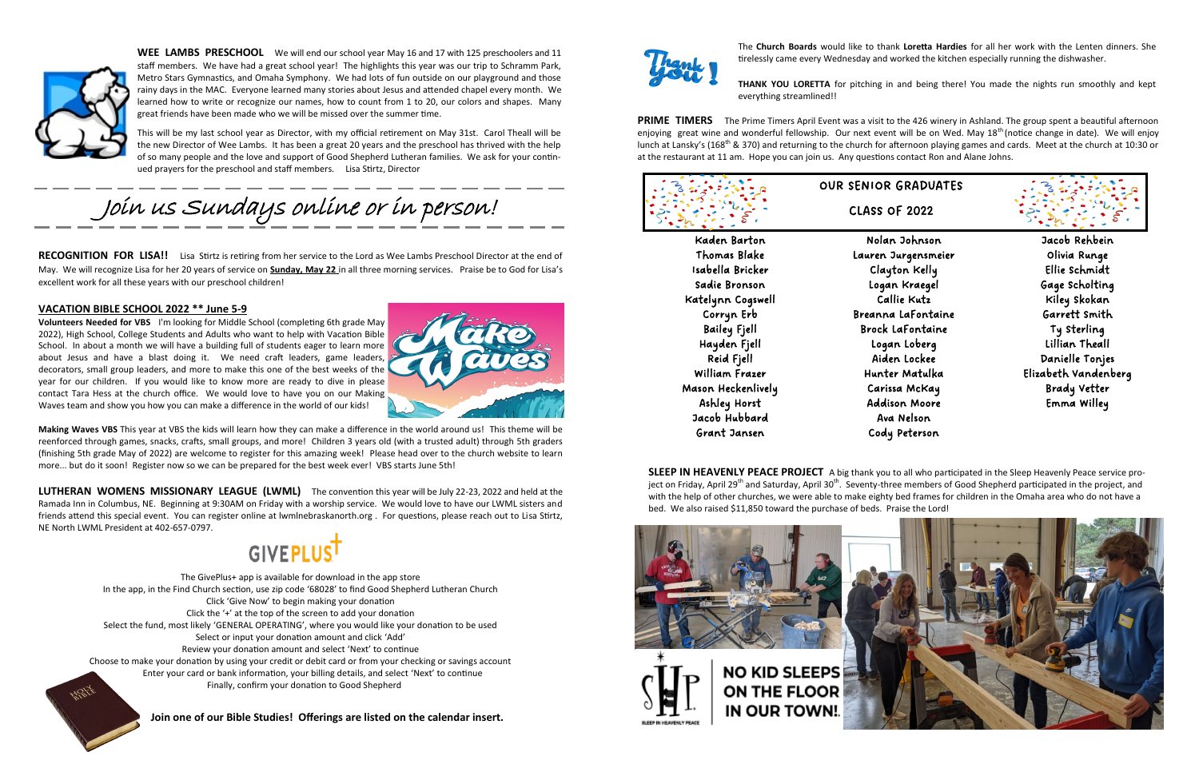**WEE LAMBS PRESCHOOL** We will end our school year May 16 and 17 with 125 preschoolers and 11 staff members. We have had a great school year! The highlights this year was our trip to Schramm Park, Metro Stars Gymnastics, and Omaha Symphony. We had lots of fun outside on our playground and those rainy days in the MAC. Everyone learned many stories about Jesus and attended chapel every month. We learned how to write or recognize our names, how to count from 1 to 20, our colors and shapes. Many great friends have been made who we will be missed over the summer time.

This will be my last school year as Director, with my official retirement on May 31st. Carol Theall will be the new Director of Wee Lambs. It has been a great 20 years and the preschool has thrived with the help of so many people and the love and support of Good Shepherd Lutheran families. We ask for your continued prayers for the preschool and staff members. Lisa Stirtz, Director

# Join us Sundays online or in person!

**RECOGNITION FOR LISA!!** Lisa Stirtz is retiring from her service to the Lord as Wee Lambs Preschool Director at the end of May. We will recognize Lisa for her 20 years of service on **Sunday, May 22** in all three morning services. Praise be to God for Lisa's excellent work for all these years with our preschool children!

## VACATION BIBLE SCHOOL 2022 ** June 5-9

**Volunteers Needed for VBS** I'm looking for Middle School (completing 6th grade May 2022), High School, College Students and Adults who want to help with Vacation Bible School. In about a month we will have a building full of students eager to learn more about Jesus and have a blast doing it. We need craft leaders, game leaders, decorators, small group leaders, and more to make this one of the best weeks of the year for our children. If you would like to know more are ready to dive in please contact Tara Hess at the church office. We would love to have you on our Making Waves team and show you how you can make a difference in the world of our kids!

**Making Waves VBS** This year at VBS the kids will learn how they can make a difference in the world around us! This theme will be reenforced through games, snacks, crafts, small groups, and more! Children 3 years old (with a trusted adult) through 5th graders (finishing 5th grade May of 2022) are welcome to register for this amazing week! Please head over to the church website to learn more... but do it soon! Register now so we can be prepared for the best week ever! VBS starts June 5th!

**LUTHERAN WOMENS MISSIONARY LEAGUE (LWML)** The convention this year will be July 22-23, 2022 and held at the Ramada Inn in Columbus, NE. Beginning at 9:30AM on Friday with a worship service. We would love to have our LWML sisters and friends attend this special event. You can register online at lwmlnebraskanorth.org . For questions, please reach out to Lisa Stirtz, NE North LWML President at 402-657-0797.

## GIVEPLUS+

The GivePlus+ app is available for download in the app store
In the app, in the Find Church section, use zip code '68028' to find Good Shepherd Lutheran Church
Click 'Give Now' to begin making your donation
Click the '+' at the top of the screen to add your donation
Select the fund, most likely 'GENERAL OPERATING', where you would like your donation to be used
Select or input your donation amount and click 'Add'
Review your donation amount and select 'Next' to continue
Choose to make your donation by using your credit or debit card or from your checking or savings account
Enter your card or bank information, your billing details, and select 'Next' to continue
Finally, confirm your donation to Good Shepherd

**Join one of our Bible Studies! Offerings are listed on the calendar insert.**

The **Church Boards** would like to thank **Loretta Hardies** for all her work with the Lenten dinners. She tirelessly came every Wednesday and worked the kitchen especially running the dishwasher.

**THANK YOU LORETTA** for pitching in and being there! You made the nights run smoothly and kept everything streamlined!!

**PRIME TIMERS** The Prime Timers April Event was a visit to the 426 winery in Ashland. The group spent a beautiful afternoon enjoying great wine and wonderful fellowship. Our next event will be on Wed. May 18th (notice change in date). We will enjoy lunch at Lansky's (168th & 370) and returning to the church for afternoon playing games and cards. Meet at the church at 10:30 or at the restaurant at 11 am. Hope you can join us. Any questions contact Ron and Alane Johns.

## OUR SENIOR GRADUATES
## CLASS OF 2022

Kaden Barton
Thomas Blake
Isabella Bricker
Sadie Bronson
Katelynn Cogswell
Corryn Erb
Bailey Fjell
Hayden Fjell
Reid Fjell
William Frazer
Mason Heckenlively
Ashley Horst
Jacob Hubbard
Grant Jansen
Nolan Johnson
Lauren Jurgensmeier
Clayton Kelly
Logan Kraegel
Callie Kutz
Breanna LaFontaine
Brock LaFontaine
Logan Loberg
Aiden Lockee
Hunter Matulka
Carissa McKay
Addison Moore
Ava Nelson
Cody Peterson
Jacob Rehbein
Olivia Runge
Ellie Schmidt
Gage Scholting
Kiley Skokan
Garrett Smith
Ty Sterling
Lillian Theall
Danielle Tonjes
Elizabeth Vandenberg
Brady Vetter
Emma Willey

**SLEEP IN HEAVENLY PEACE PROJECT** A big thank you to all who participated in the Sleep Heavenly Peace service project on Friday, April 29th and Saturday, April 30th. Seventy-three members of Good Shepherd participated in the project, and with the help of other churches, we were able to make eighty bed frames for children in the Omaha area who do not have a bed. We also raised $11,850 toward the purchase of beds. Praise the Lord!

NO KID SLEEPS ON THE FLOOR IN OUR TOWN!